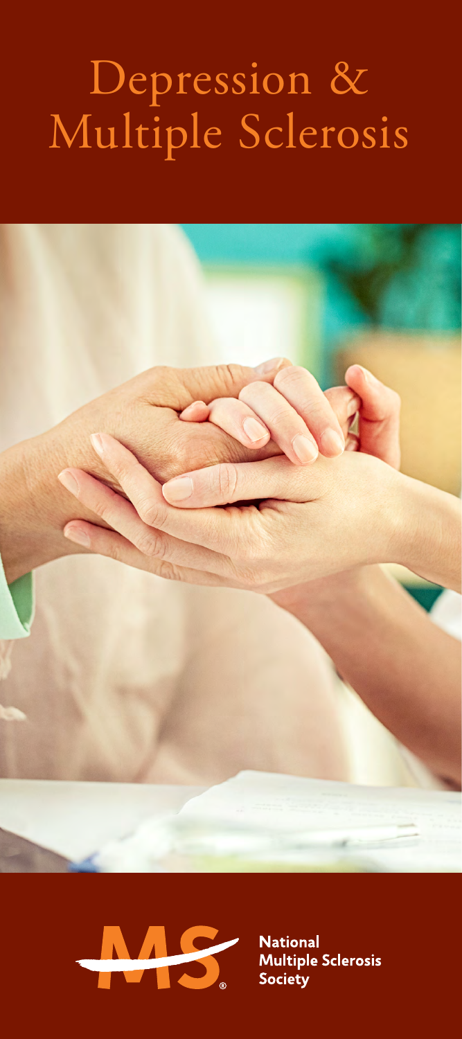# Depression & Multiple Sclerosis

National Multiple Sclerosis Society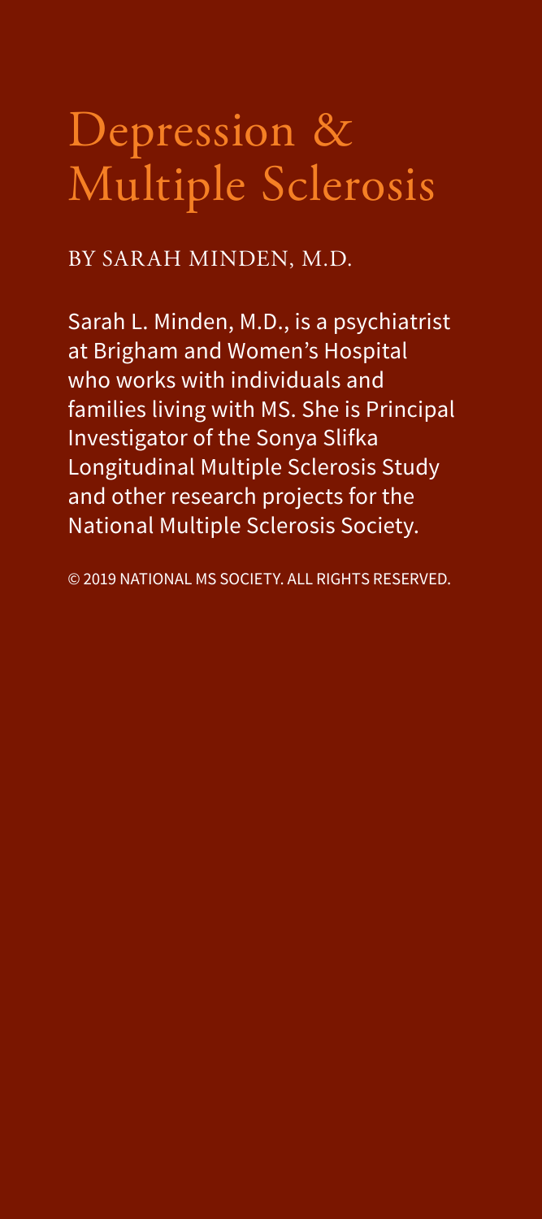# Depression & Multiple Sclerosis

BY SARAH MINDEN, M.D.

Sarah L. Minden, M.D., is a psychiatrist at Brigham and Women's Hospital who works with individuals and families living with MS. She is Principal Investigator of the Sonya Slifka Longitudinal Multiple Sclerosis Study and other research projects for the National Multiple Sclerosis Society.

© 2019 NATIONAL MS SOCIETY. ALL RIGHTS RESERVED.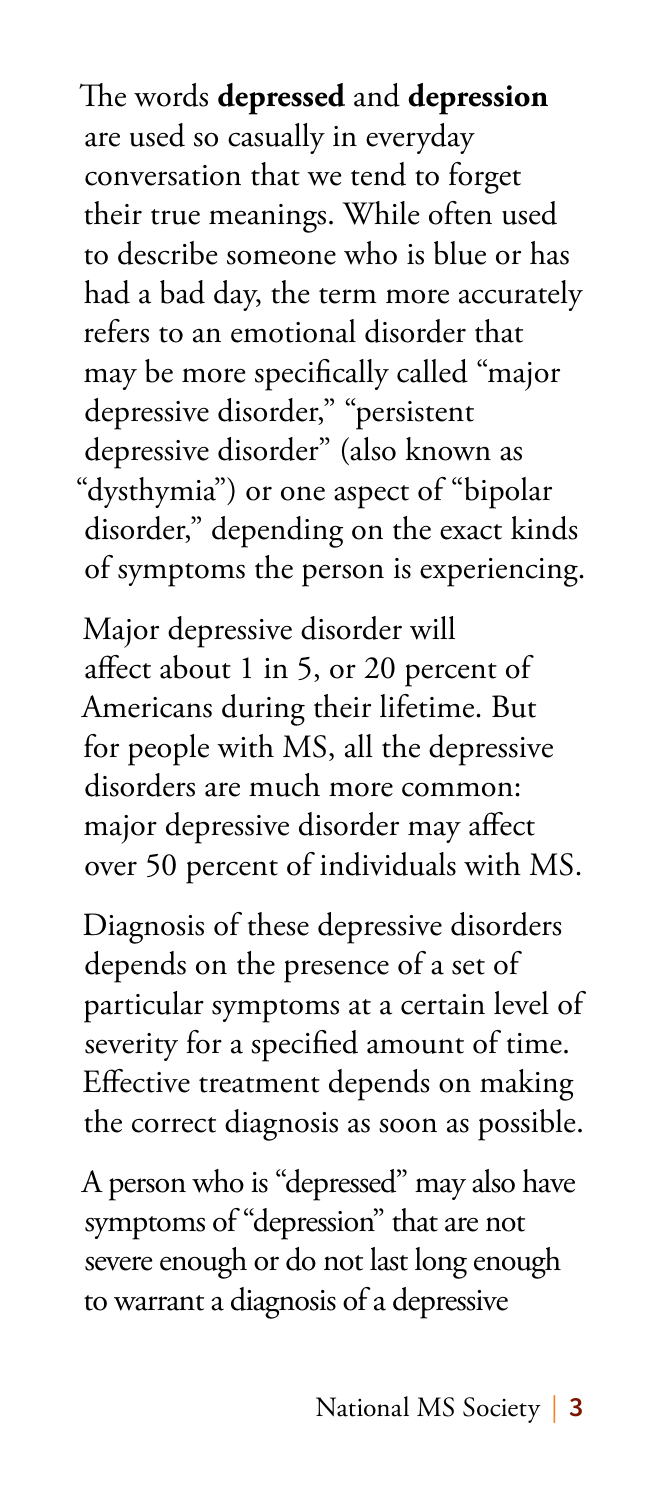The words **depressed** and **depression** are used so casually in everyday conversation that we tend to forget their true meanings. While often used to describe someone who is blue or has had a bad day, the term more accurately refers to an emotional disorder that may be more specifically called "major depressive disorder," "persistent depressive disorder" (also known as "dysthymia") or one aspect of "bipolar disorder," depending on the exact kinds of symptoms the person is experiencing.

Major depressive disorder will affect about 1 in 5, or 20 percent of Americans during their lifetime. But for people with MS, all the depressive disorders are much more common: major depressive disorder may affect over 50 percent of individuals with MS.

Diagnosis of these depressive disorders depends on the presence of a set of particular symptoms at a certain level of severity for a specified amount of time. Effective treatment depends on making the correct diagnosis as soon as possible.

A person who is "depressed" may also have symptoms of "depression" that are not severe enough or do not last long enough to warrant a diagnosis of a depressive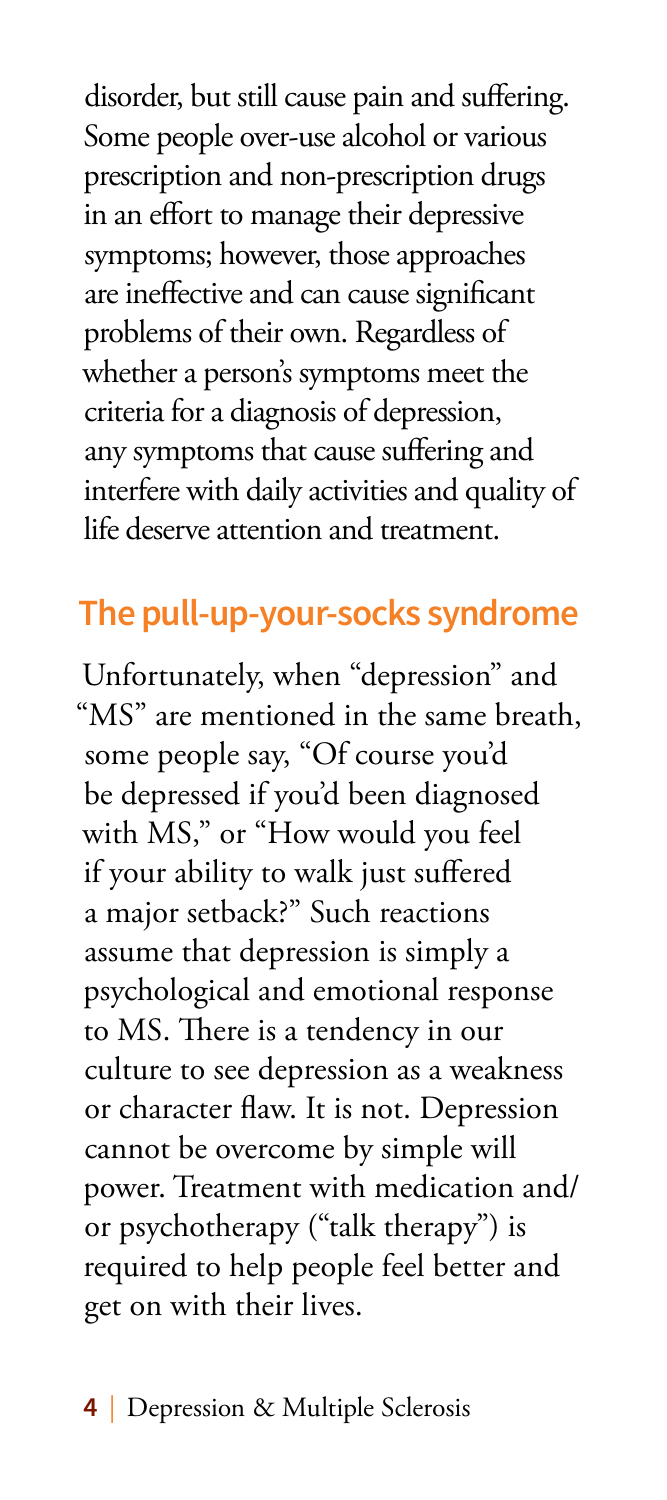disorder, but still cause pain and suffering. Some people over-use alcohol or various prescription and non-prescription drugs in an effort to manage their depressive symptoms; however, those approaches are ineffective and can cause significant problems of their own. Regardless of whether a person's symptoms meet the criteria for a diagnosis of depression, any symptoms that cause suffering and interfere with daily activities and quality of life deserve attention and treatment.

## The pull-up-your-socks syndrome

Unfortunately, when "depression" and "MS" are mentioned in the same breath, some people say, "Of course you'd be depressed if you'd been diagnosed with MS," or "How would you feel if your ability to walk just suffered a major setback?" Such reactions assume that depression is simply a psychological and emotional response to MS. There is a tendency in our culture to see depression as a weakness or character flaw. It is not. Depression cannot be overcome by simple will power. Treatment with medication and/or psychotherapy ("talk therapy") is required to help people feel better and get on with their lives.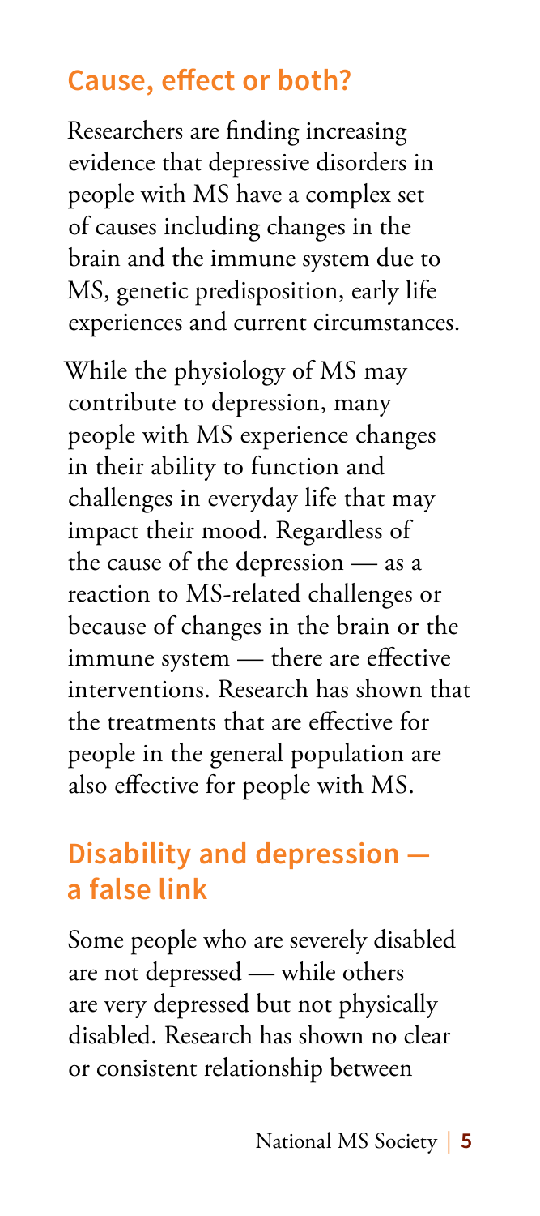## Cause, effect or both?

Researchers are finding increasing evidence that depressive disorders in people with MS have a complex set of causes including changes in the brain and the immune system due to MS, genetic predisposition, early life experiences and current circumstances.

While the physiology of MS may contribute to depression, many people with MS experience changes in their ability to function and challenges in everyday life that may impact their mood. Regardless of the cause of the depression — as a reaction to MS-related challenges or because of changes in the brain or the immune system — there are effective interventions. Research has shown that the treatments that are effective for people in the general population are also effective for people with MS.

## Disability and depression — a false link

Some people who are severely disabled are not depressed — while others are very depressed but not physically disabled. Research has shown no clear or consistent relationship between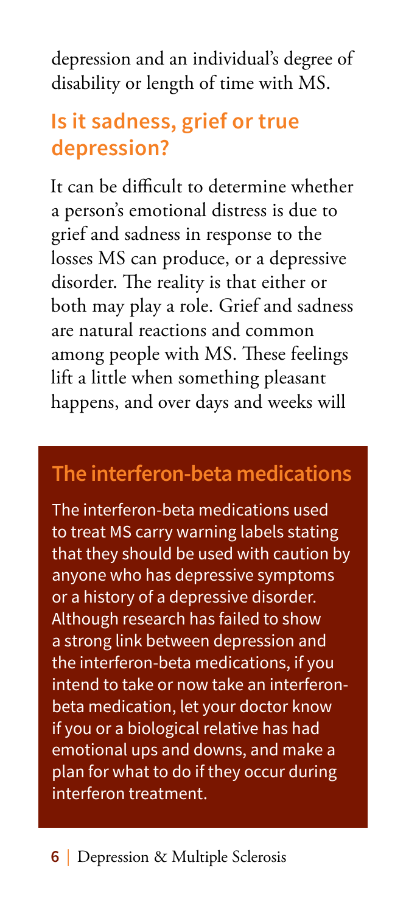depression and an individual's degree of disability or length of time with MS.

## Is it sadness, grief or true depression?

It can be difficult to determine whether a person's emotional distress is due to grief and sadness in response to the losses MS can produce, or a depressive disorder. The reality is that either or both may play a role. Grief and sadness are natural reactions and common among people with MS. These feelings lift a little when something pleasant happens, and over days and weeks will

### The interferon-beta medications

The interferon-beta medications used to treat MS carry warning labels stating that they should be used with caution by anyone who has depressive symptoms or a history of a depressive disorder. Although research has failed to show a strong link between depression and the interferon-beta medications, if you intend to take or now take an interferon-beta medication, let your doctor know if you or a biological relative has had emotional ups and downs, and make a plan for what to do if they occur during interferon treatment.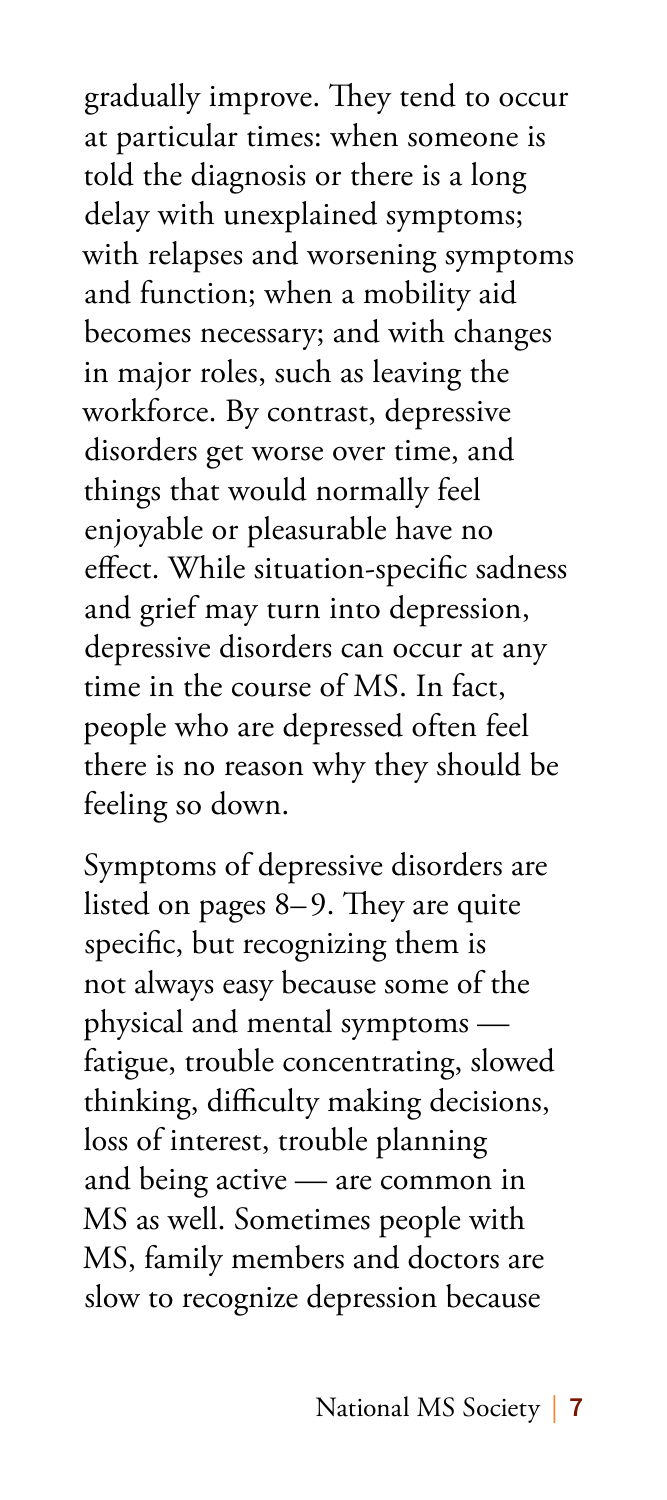gradually improve. They tend to occur at particular times: when someone is told the diagnosis or there is a long delay with unexplained symptoms; with relapses and worsening symptoms and function; when a mobility aid becomes necessary; and with changes in major roles, such as leaving the workforce. By contrast, depressive disorders get worse over time, and things that would normally feel enjoyable or pleasurable have no effect. While situation-specific sadness and grief may turn into depression, depressive disorders can occur at any time in the course of MS. In fact, people who are depressed often feel there is no reason why they should be feeling so down.

Symptoms of depressive disorders are listed on pages 8–9. They are quite specific, but recognizing them is not always easy because some of the physical and mental symptoms — fatigue, trouble concentrating, slowed thinking, difficulty making decisions, loss of interest, trouble planning and being active — are common in MS as well. Sometimes people with MS, family members and doctors are slow to recognize depression because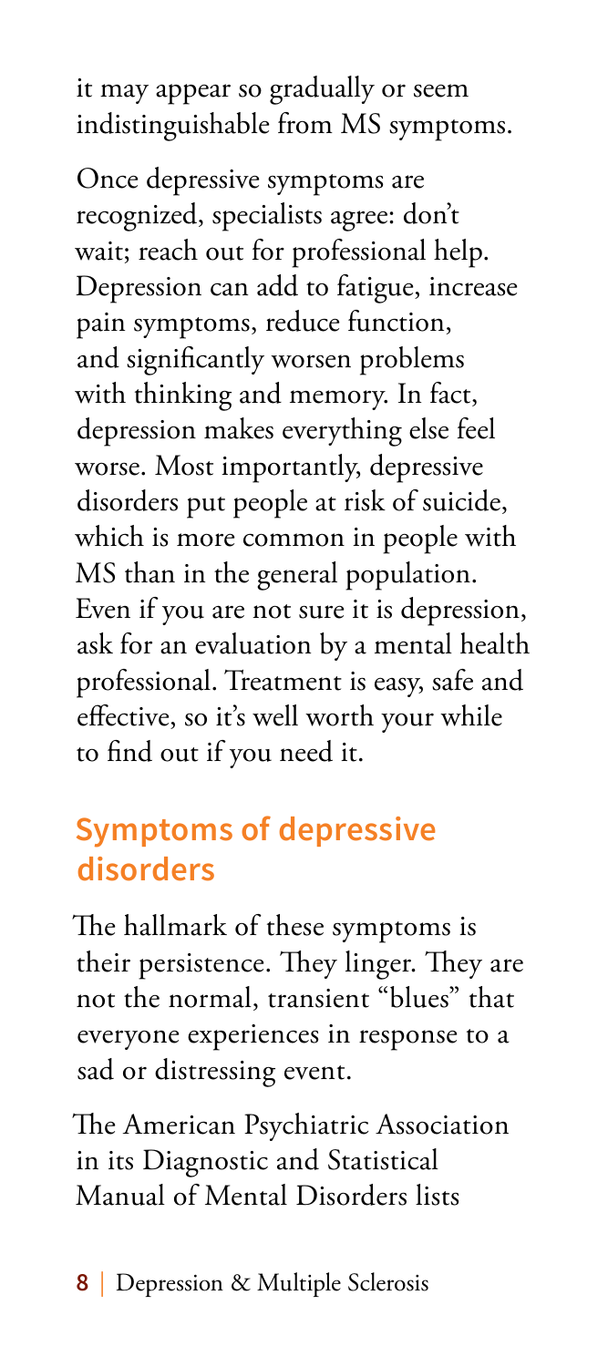it may appear so gradually or seem indistinguishable from MS symptoms.

Once depressive symptoms are recognized, specialists agree: don't wait; reach out for professional help. Depression can add to fatigue, increase pain symptoms, reduce function, and significantly worsen problems with thinking and memory. In fact, depression makes everything else feel worse. Most importantly, depressive disorders put people at risk of suicide, which is more common in people with MS than in the general population. Even if you are not sure it is depression, ask for an evaluation by a mental health professional. Treatment is easy, safe and effective, so it's well worth your while to find out if you need it.

## Symptoms of depressive disorders

The hallmark of these symptoms is their persistence. They linger. They are not the normal, transient "blues" that everyone experiences in response to a sad or distressing event.

The American Psychiatric Association in its Diagnostic and Statistical Manual of Mental Disorders lists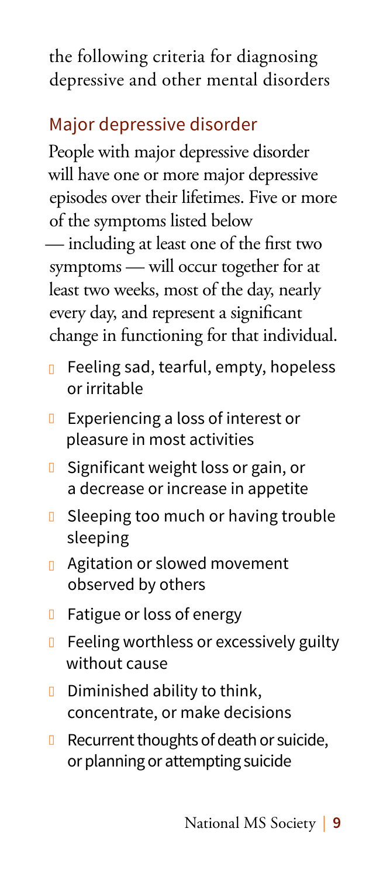the following criteria for diagnosing depressive and other mental disorders

## Major depressive disorder

People with major depressive disorder will have one or more major depressive episodes over their lifetimes. Five or more of the symptoms listed below — including at least one of the first two symptoms — will occur together for at least two weeks, most of the day, nearly every day, and represent a significant change in functioning for that individual.

- Feeling sad, tearful, empty, hopeless or irritable
- Experiencing a loss of interest or pleasure in most activities
- Significant weight loss or gain, or a decrease or increase in appetite
- Sleeping too much or having trouble sleeping
- Agitation or slowed movement observed by others
- Fatigue or loss of energy
- Feeling worthless or excessively guilty without cause
- Diminished ability to think, concentrate, or make decisions
- Recurrent thoughts of death or suicide, or planning or attempting suicide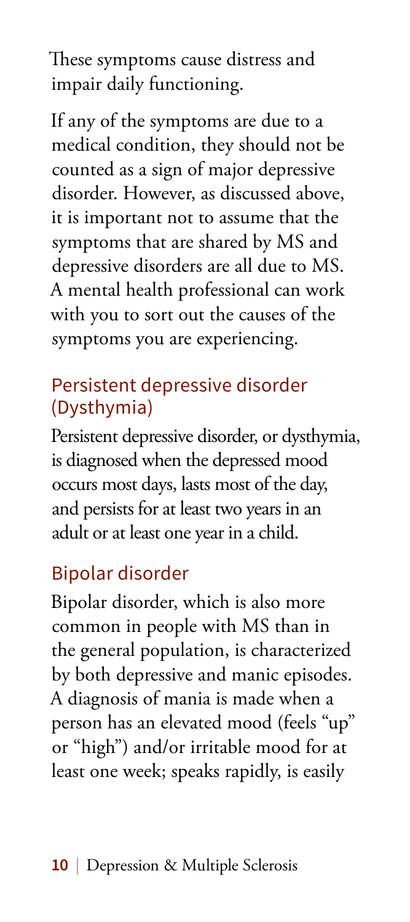These symptoms cause distress and impair daily functioning.

If any of the symptoms are due to a medical condition, they should not be counted as a sign of major depressive disorder. However, as discussed above, it is important not to assume that the symptoms that are shared by MS and depressive disorders are all due to MS. A mental health professional can work with you to sort out the causes of the symptoms you are experiencing.

## Persistent depressive disorder (Dysthymia)

Persistent depressive disorder, or dysthymia, is diagnosed when the depressed mood occurs most days, lasts most of the day, and persists for at least two years in an adult or at least one year in a child.

## Bipolar disorder

Bipolar disorder, which is also more common in people with MS than in the general population, is characterized by both depressive and manic episodes. A diagnosis of mania is made when a person has an elevated mood (feels "up" or "high") and/or irritable mood for at least one week; speaks rapidly, is easily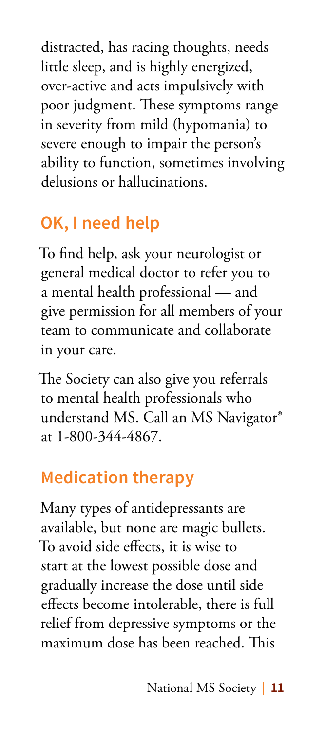distracted, has racing thoughts, needs little sleep, and is highly energized, over-active and acts impulsively with poor judgment. These symptoms range in severity from mild (hypomania) to severe enough to impair the person's ability to function, sometimes involving delusions or hallucinations.

## OK, I need help

To find help, ask your neurologist or general medical doctor to refer you to a mental health professional — and give permission for all members of your team to communicate and collaborate in your care.

The Society can also give you referrals to mental health professionals who understand MS. Call an MS Navigator® at 1-800-344-4867.

## Medication therapy

Many types of antidepressants are available, but none are magic bullets. To avoid side effects, it is wise to start at the lowest possible dose and gradually increase the dose until side effects become intolerable, there is full relief from depressive symptoms or the maximum dose has been reached. This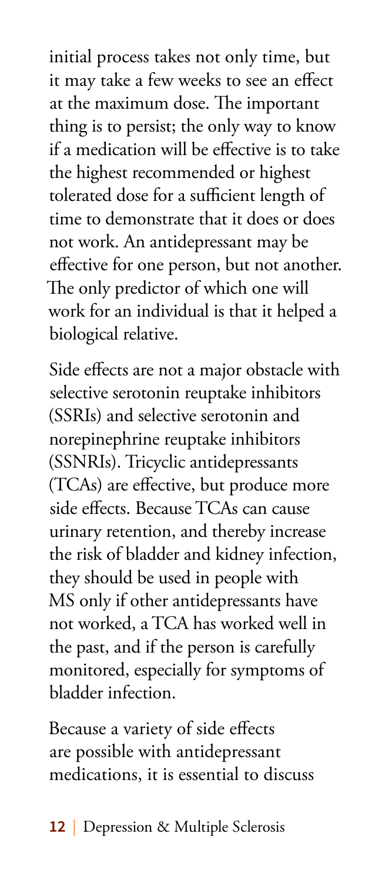initial process takes not only time, but it may take a few weeks to see an effect at the maximum dose. The important thing is to persist; the only way to know if a medication will be effective is to take the highest recommended or highest tolerated dose for a sufficient length of time to demonstrate that it does or does not work. An antidepressant may be effective for one person, but not another. The only predictor of which one will work for an individual is that it helped a biological relative.

Side effects are not a major obstacle with selective serotonin reuptake inhibitors (SSRIs) and selective serotonin and norepinephrine reuptake inhibitors (SSNRIs). Tricyclic antidepressants (TCAs) are effective, but produce more side effects. Because TCAs can cause urinary retention, and thereby increase the risk of bladder and kidney infection, they should be used in people with MS only if other antidepressants have not worked, a TCA has worked well in the past, and if the person is carefully monitored, especially for symptoms of bladder infection.

Because a variety of side effects are possible with antidepressant medications, it is essential to discuss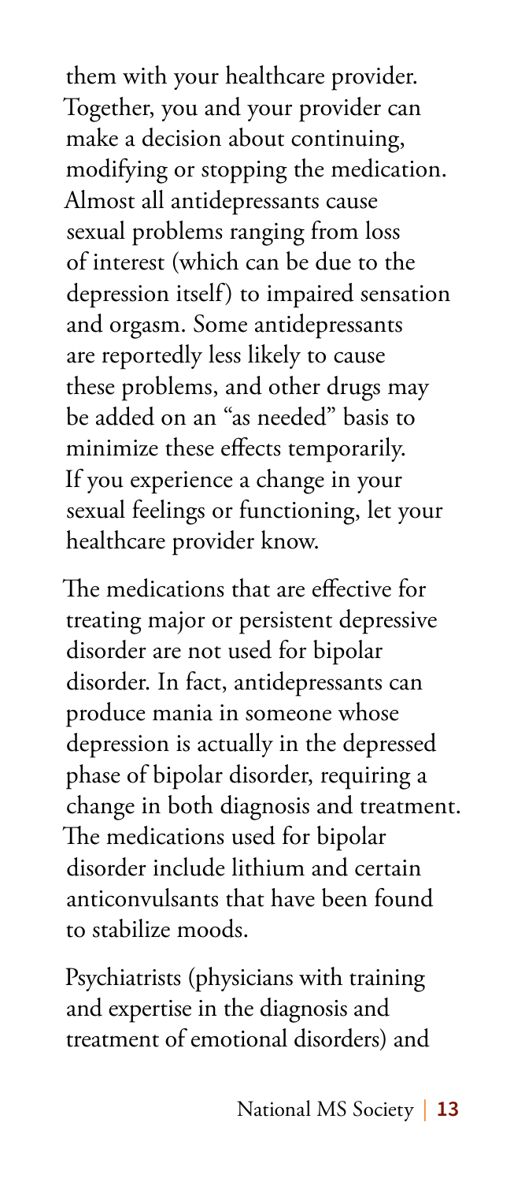them with your healthcare provider. Together, you and your provider can make a decision about continuing, modifying or stopping the medication. Almost all antidepressants cause sexual problems ranging from loss of interest (which can be due to the depression itself) to impaired sensation and orgasm. Some antidepressants are reportedly less likely to cause these problems, and other drugs may be added on an "as needed" basis to minimize these effects temporarily. If you experience a change in your sexual feelings or functioning, let your healthcare provider know.

The medications that are effective for treating major or persistent depressive disorder are not used for bipolar disorder. In fact, antidepressants can produce mania in someone whose depression is actually in the depressed phase of bipolar disorder, requiring a change in both diagnosis and treatment. The medications used for bipolar disorder include lithium and certain anticonvulsants that have been found to stabilize moods.

Psychiatrists (physicians with training and expertise in the diagnosis and treatment of emotional disorders) and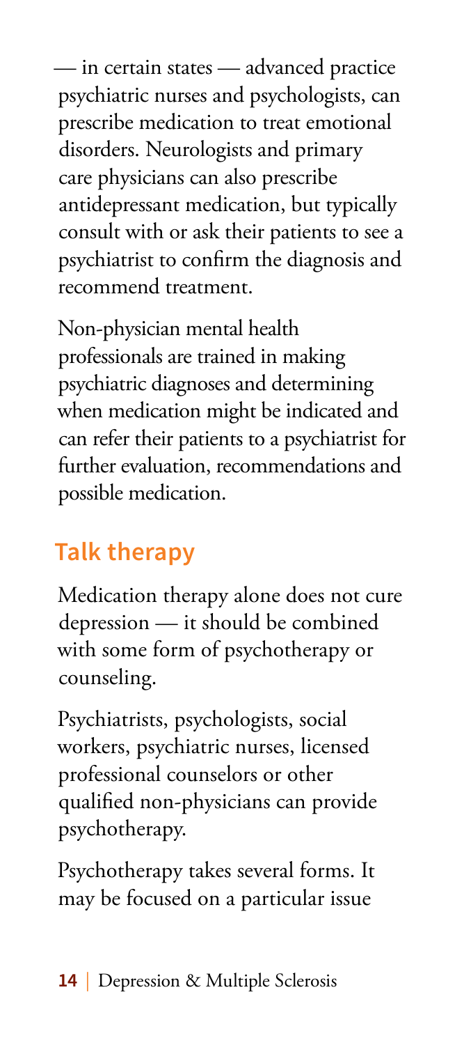— in certain states — advanced practice psychiatric nurses and psychologists, can prescribe medication to treat emotional disorders. Neurologists and primary care physicians can also prescribe antidepressant medication, but typically consult with or ask their patients to see a psychiatrist to confirm the diagnosis and recommend treatment.

Non-physician mental health professionals are trained in making psychiatric diagnoses and determining when medication might be indicated and can refer their patients to a psychiatrist for further evaluation, recommendations and possible medication.

## Talk therapy

Medication therapy alone does not cure depression — it should be combined with some form of psychotherapy or counseling.

Psychiatrists, psychologists, social workers, psychiatric nurses, licensed professional counselors or other qualified non-physicians can provide psychotherapy.

Psychotherapy takes several forms. It may be focused on a particular issue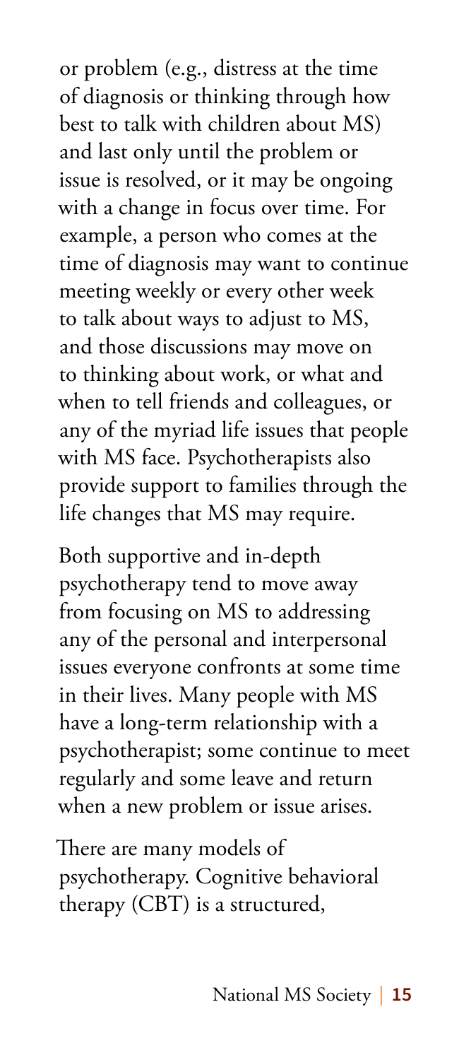or problem (e.g., distress at the time of diagnosis or thinking through how best to talk with children about MS) and last only until the problem or issue is resolved, or it may be ongoing with a change in focus over time. For example, a person who comes at the time of diagnosis may want to continue meeting weekly or every other week to talk about ways to adjust to MS, and those discussions may move on to thinking about work, or what and when to tell friends and colleagues, or any of the myriad life issues that people with MS face. Psychotherapists also provide support to families through the life changes that MS may require.

Both supportive and in-depth psychotherapy tend to move away from focusing on MS to addressing any of the personal and interpersonal issues everyone confronts at some time in their lives. Many people with MS have a long-term relationship with a psychotherapist; some continue to meet regularly and some leave and return when a new problem or issue arises.

There are many models of psychotherapy. Cognitive behavioral therapy (CBT) is a structured,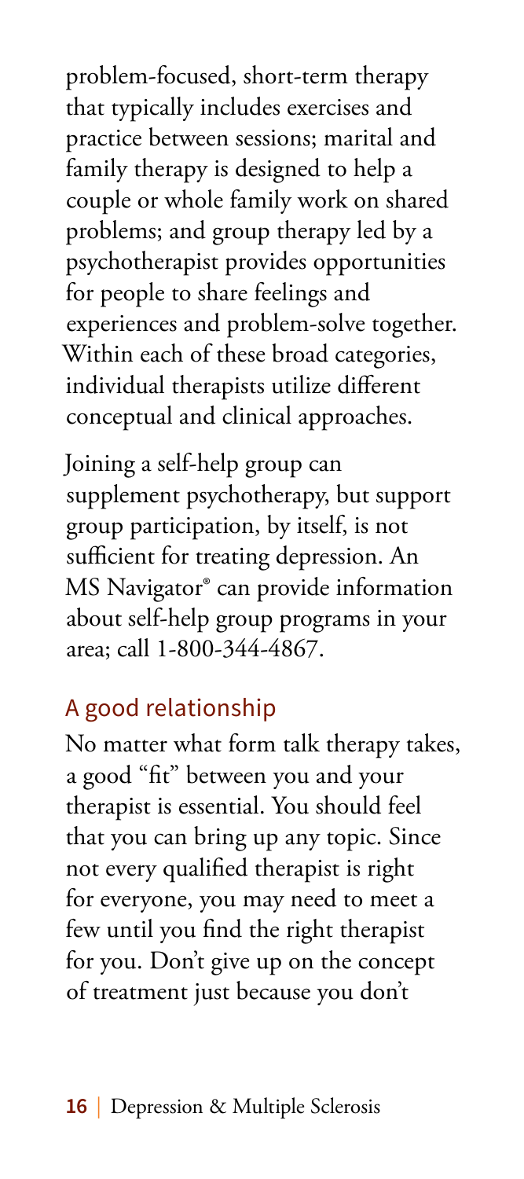problem-focused, short-term therapy that typically includes exercises and practice between sessions; marital and family therapy is designed to help a couple or whole family work on shared problems; and group therapy led by a psychotherapist provides opportunities for people to share feelings and experiences and problem-solve together. Within each of these broad categories, individual therapists utilize different conceptual and clinical approaches.

Joining a self-help group can supplement psychotherapy, but support group participation, by itself, is not sufficient for treating depression. An MS Navigator® can provide information about self-help group programs in your area; call 1-800-344-4867.

## A good relationship

No matter what form talk therapy takes, a good "fit" between you and your therapist is essential. You should feel that you can bring up any topic. Since not every qualified therapist is right for everyone, you may need to meet a few until you find the right therapist for you. Don't give up on the concept of treatment just because you don't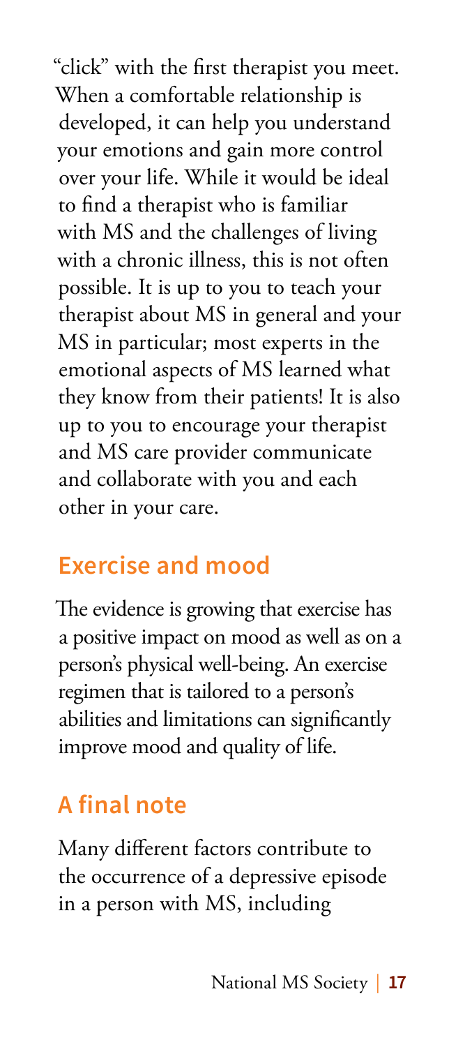"click" with the first therapist you meet. When a comfortable relationship is developed, it can help you understand your emotions and gain more control over your life. While it would be ideal to find a therapist who is familiar with MS and the challenges of living with a chronic illness, this is not often possible. It is up to you to teach your therapist about MS in general and your MS in particular; most experts in the emotional aspects of MS learned what they know from their patients! It is also up to you to encourage your therapist and MS care provider communicate and collaborate with you and each other in your care.

## Exercise and mood

The evidence is growing that exercise has a positive impact on mood as well as on a person's physical well-being. An exercise regimen that is tailored to a person's abilities and limitations can significantly improve mood and quality of life.

## A final note

Many different factors contribute to the occurrence of a depressive episode in a person with MS, including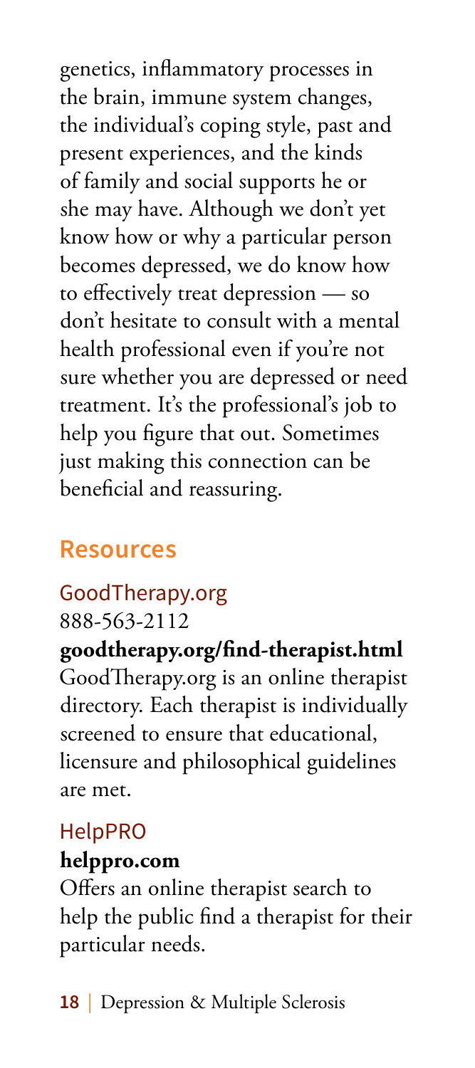genetics, inflammatory processes in the brain, immune system changes, the individual's coping style, past and present experiences, and the kinds of family and social supports he or she may have. Although we don't yet know how or why a particular person becomes depressed, we do know how to effectively treat depression — so don't hesitate to consult with a mental health professional even if you're not sure whether you are depressed or need treatment. It's the professional's job to help you figure that out. Sometimes just making this connection can be beneficial and reassuring.

## Resources

### GoodTherapy.org

888-563-2112

**goodtherapy.org/find-therapist.html**

GoodTherapy.org is an online therapist directory. Each therapist is individually screened to ensure that educational, licensure and philosophical guidelines are met.

### HelpPRO

**helppro.com**

Offers an online therapist search to help the public find a therapist for their particular needs.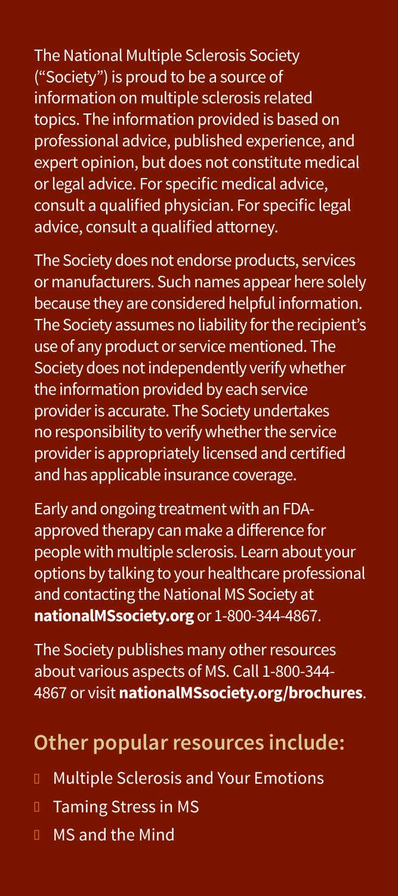The National Multiple Sclerosis Society ("Society") is proud to be a source of information on multiple sclerosis related topics. The information provided is based on professional advice, published experience, and expert opinion, but does not constitute medical or legal advice. For specific medical advice, consult a qualified physician. For specific legal advice, consult a qualified attorney.

The Society does not endorse products, services or manufacturers. Such names appear here solely because they are considered helpful information. The Society assumes no liability for the recipient's use of any product or service mentioned. The Society does not independently verify whether the information provided by each service provider is accurate. The Society undertakes no responsibility to verify whether the service provider is appropriately licensed and certified and has applicable insurance coverage.

Early and ongoing treatment with an FDA-approved therapy can make a difference for people with multiple sclerosis. Learn about your options by talking to your healthcare professional and contacting the National MS Society at **nationalMSsociety.org** or 1-800-344-4867.

The Society publishes many other resources about various aspects of MS. Call 1-800-344-4867 or visit **nationalMSsociety.org/brochures**.

## Other popular resources include:

- Multiple Sclerosis and Your Emotions
- Taming Stress in MS
- MS and the Mind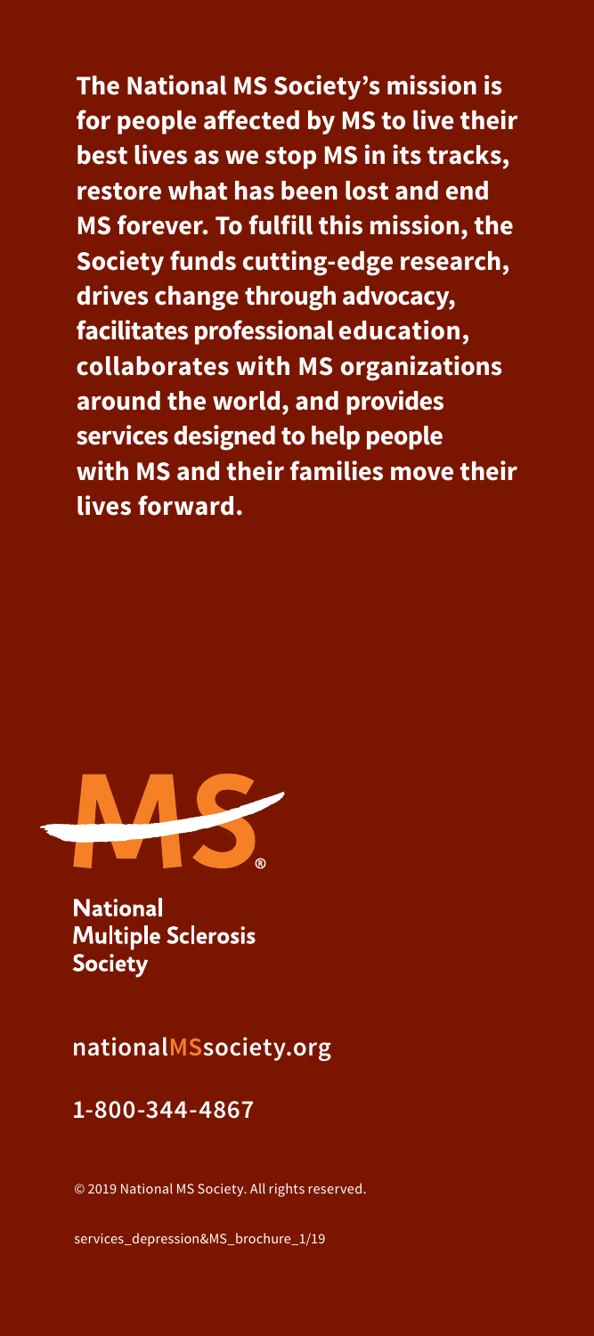**The National MS Society's mission is for people affected by MS to live their best lives as we stop MS in its tracks, restore what has been lost and end MS forever. To fulfill this mission, the Society funds cutting-edge research, drives change through advocacy, facilitates professional education, collaborates with MS organizations around the world, and provides services designed to help people with MS and their families move their lives forward.**

National
Multiple Sclerosis
Society

nationalMSsociety.org

1-800-344-4867

© 2019 National MS Society. All rights reserved.

services_depression&MS_brochure_1/19